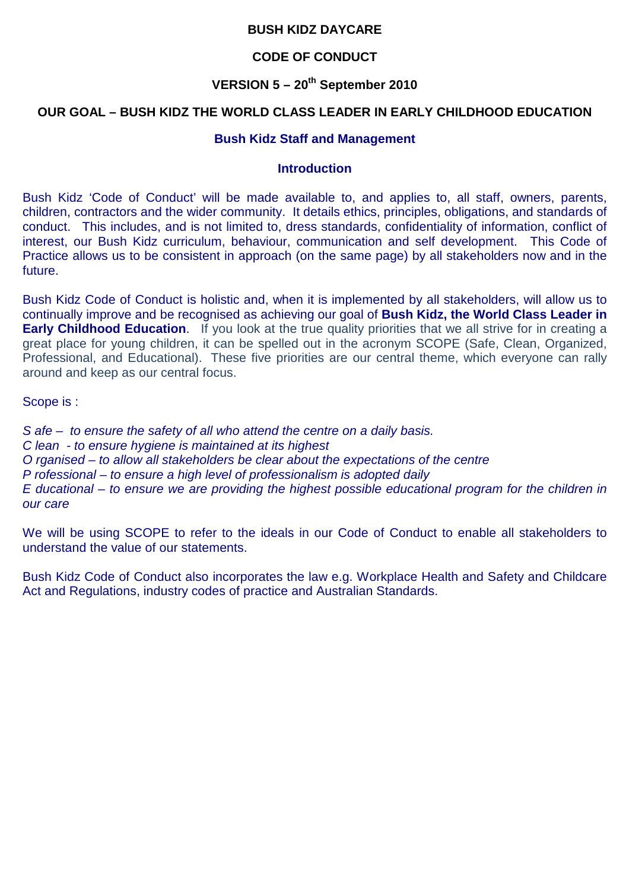# BUSH KIDZ DAYCARE

## CODE OF CONDUCT

## VERSION 5 – 20th September 2010

## OUR GOAL – BUSH KIDZ THE WORLD CLASS LEADER IN EARLY CHILDHOOD EDUCATION

### Bush Kidz Staff and Management

### Introduction

Bush Kidz 'Code of Conduct' will be made available to, and applies to, all staff, owners, parents, children, contractors and the wider community. It details ethics, principles, obligations, and standards of conduct. This includes, and is not limited to, dress standards, confidentiality of information, conflict of interest, our Bush Kidz curriculum, behaviour, communication and self development. This Code of Practice allows us to be consistent in approach (on the same page) by all stakeholders now and in the future.

Bush Kidz Code of Conduct is holistic and, when it is implemented by all stakeholders, will allow us to continually improve and be recognised as achieving our goal of **Bush Kidz, the World Class Leader in Early Childhood Education**. If you look at the true quality priorities that we all strive for in creating a great place for young children, it can be spelled out in the acronym SCOPE (Safe, Clean, Organized, Professional, and Educational). These five priorities are our central theme, which everyone can rally around and keep as our central focus.

Scope is :

*S afe – to ensure the safety of all who attend the centre on a daily basis.*
*C lean - to ensure hygiene is maintained at its highest*
*O rganised – to allow all stakeholders be clear about the expectations of the centre*
*P rofessional – to ensure a high level of professionalism is adopted daily*
*E ducational – to ensure we are providing the highest possible educational program for the children in our care*

We will be using SCOPE to refer to the ideals in our Code of Conduct to enable all stakeholders to understand the value of our statements.

Bush Kidz Code of Conduct also incorporates the law e.g. Workplace Health and Safety and Childcare Act and Regulations, industry codes of practice and Australian Standards.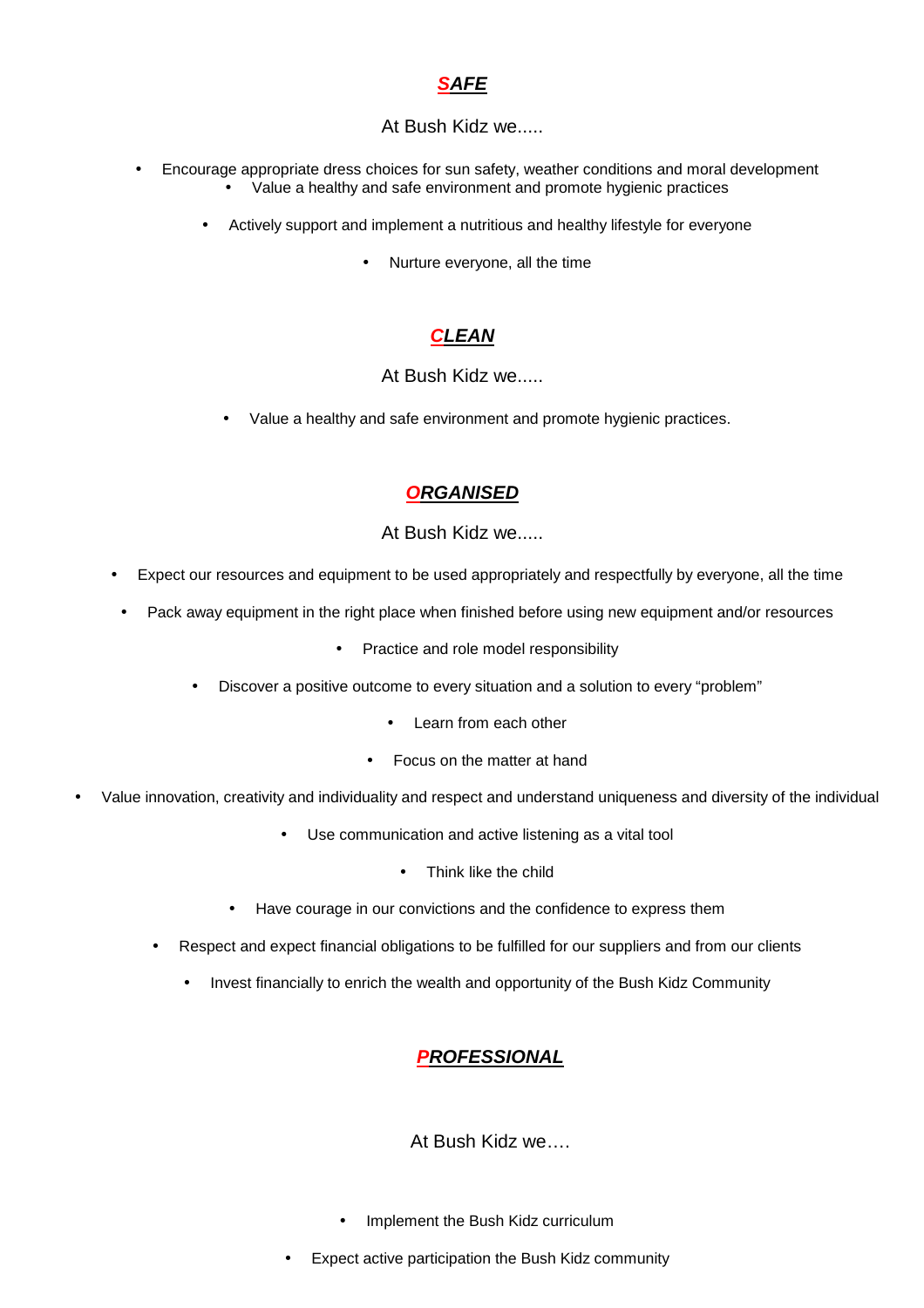## ***SAFE***

At Bush Kidz we.....

- Encourage appropriate dress choices for sun safety, weather conditions and moral development
- Value a healthy and safe environment and promote hygienic practices
- Actively support and implement a nutritious and healthy lifestyle for everyone
- Nurture everyone, all the time

## ***CLEAN***

At Bush Kidz we.....

- Value a healthy and safe environment and promote hygienic practices.

## ***ORGANISED***

At Bush Kidz we.....

- Expect our resources and equipment to be used appropriately and respectfully by everyone, all the time
- Pack away equipment in the right place when finished before using new equipment and/or resources
- Practice and role model responsibility
- Discover a positive outcome to every situation and a solution to every "problem"
- Learn from each other
- Focus on the matter at hand
- Value innovation, creativity and individuality and respect and understand uniqueness and diversity of the individual
- Use communication and active listening as a vital tool
- Think like the child
- Have courage in our convictions and the confidence to express them
- Respect and expect financial obligations to be fulfilled for our suppliers and from our clients
- Invest financially to enrich the wealth and opportunity of the Bush Kidz Community

## ***PROFESSIONAL***

At Bush Kidz we….

- Implement the Bush Kidz curriculum
- Expect active participation the Bush Kidz community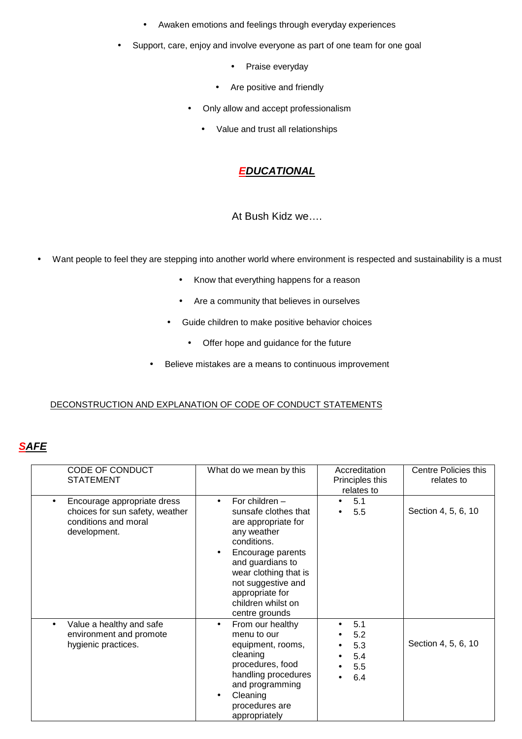- Awaken emotions and feelings through everyday experiences
- Support, care, enjoy and involve everyone as part of one team for one goal
- Praise everyday
- Are positive and friendly
- Only allow and accept professionalism
- Value and trust all relationships

## ***EDUCATIONAL***

At Bush Kidz we….

- Want people to feel they are stepping into another world where environment is respected and sustainability is a must
- Know that everything happens for a reason
- Are a community that believes in ourselves
- Guide children to make positive behavior choices
- Offer hope and guidance for the future
- Believe mistakes are a means to continuous improvement

DECONSTRUCTION AND EXPLANATION OF CODE OF CONDUCT STATEMENTS

## ***SAFE***

| CODE OF CONDUCT STATEMENT | What do we mean by this | Accreditation Principles this relates to | Centre Policies this relates to |
|---|---|---|---|
| • Encourage appropriate dress choices for sun safety, weather conditions and moral development. | • For children – sunsafe clothes that are appropriate for any weather conditions.<br>• Encourage parents and guardians to wear clothing that is not suggestive and appropriate for children whilst on centre grounds | • 5.1<br>• 5.5 | Section 4, 5, 6, 10 |
| • Value a healthy and safe environment and promote hygienic practices. | • From our healthy menu to our equipment, rooms, cleaning procedures, food handling procedures and programming<br>• Cleaning procedures are appropriately | • 5.1<br>• 5.2<br>• 5.3<br>• 5.4<br>• 5.5<br>• 6.4 | Section 4, 5, 6, 10 |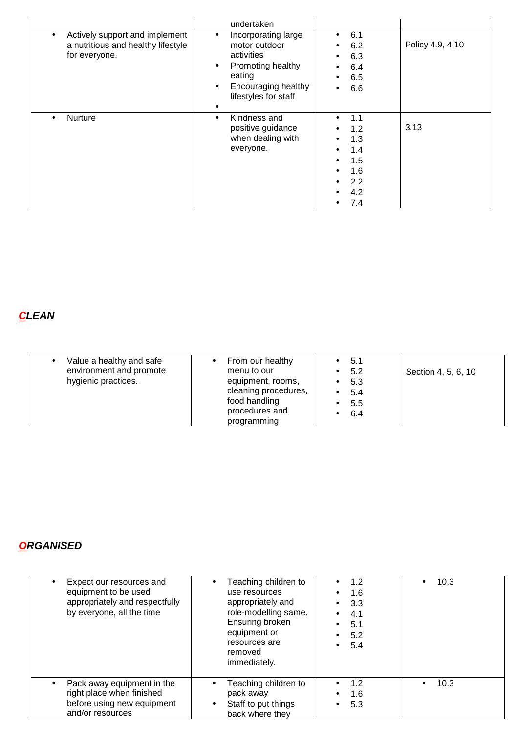| | | | |
|---|---|---|---|
| | undertaken | | |
| • Actively support and implement a nutritious and healthy lifestyle for everyone. | • Incorporating large motor outdoor activities<br>• Promoting healthy eating<br>• Encouraging healthy lifestyles for staff<br>• | • 6.1<br>• 6.2<br>• 6.3<br>• 6.4<br>• 6.5<br>• 6.6 | Policy 4.9, 4.10 |
| • Nurture | • Kindness and positive guidance when dealing with everyone. | • 1.1<br>• 1.2<br>• 1.3<br>• 1.4<br>• 1.5<br>• 1.6<br>• 2.2<br>• 4.2<br>• 7.4 | 3.13 |

## ***CLEAN***

| | | | |
|---|---|---|---|
| • Value a healthy and safe environment and promote hygienic practices. | • From our healthy menu to our equipment, rooms, cleaning procedures, food handling procedures and programming | • 5.1<br>• 5.2<br>• 5.3<br>• 5.4<br>• 5.5<br>• 6.4 | Section 4, 5, 6, 10 |

## ***ORGANISED***

| | | | |
|---|---|---|---|
| • Expect our resources and equipment to be used appropriately and respectfully by everyone, all the time | • Teaching children to use resources appropriately and role-modelling same. Ensuring broken equipment or resources are removed immediately. | • 1.2<br>• 1.6<br>• 3.3<br>• 4.1<br>• 5.1<br>• 5.2<br>• 5.4 | • 10.3 |
| • Pack away equipment in the right place when finished before using new equipment and/or resources | • Teaching children to pack away<br>• Staff to put things back where they | • 1.2<br>• 1.6<br>• 5.3 | • 10.3 |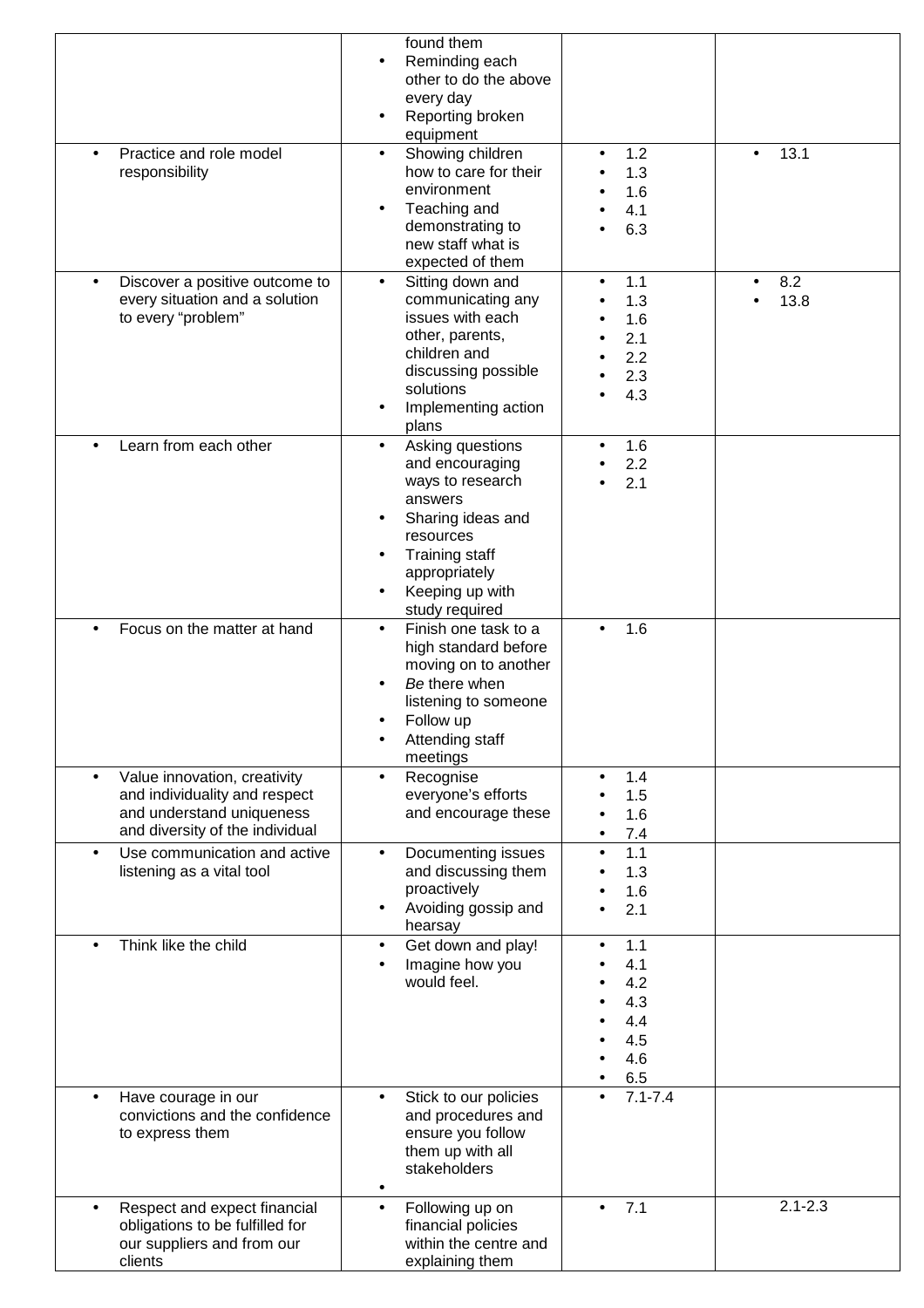| | | | |
|---|---|---|---|
| | found them<br>• Reminding each other to do the above every day<br>• Reporting broken equipment | | |
| • Practice and role model responsibility | • Showing children how to care for their environment<br>• Teaching and demonstrating to new staff what is expected of them | • 1.2<br>• 1.3<br>• 1.6<br>• 4.1<br>• 6.3 | • 13.1 |
| • Discover a positive outcome to every situation and a solution to every "problem" | • Sitting down and communicating any issues with each other, parents, children and discussing possible solutions<br>• Implementing action plans | • 1.1<br>• 1.3<br>• 1.6<br>• 2.1<br>• 2.2<br>• 2.3<br>• 4.3 | • 8.2<br>• 13.8 |
| • Learn from each other | • Asking questions and encouraging ways to research answers<br>• Sharing ideas and resources<br>• Training staff appropriately<br>• Keeping up with study required | • 1.6<br>• 2.2<br>• 2.1 | |
| • Focus on the matter at hand | • Finish one task to a high standard before moving on to another<br>• *Be* there when listening to someone<br>• Follow up<br>• Attending staff meetings | • 1.6 | |
| • Value innovation, creativity and individuality and respect and understand uniqueness and diversity of the individual | • Recognise everyone's efforts and encourage these | • 1.4<br>• 1.5<br>• 1.6<br>• 7.4 | |
| • Use communication and active listening as a vital tool | • Documenting issues and discussing them proactively<br>• Avoiding gossip and hearsay | • 1.1<br>• 1.3<br>• 1.6<br>• 2.1 | |
| • Think like the child | • Get down and play!<br>• Imagine how you would feel. | • 1.1<br>• 4.1<br>• 4.2<br>• 4.3<br>• 4.4<br>• 4.5<br>• 4.6<br>• 6.5 | |
| • Have courage in our convictions and the confidence to express them | • Stick to our policies and procedures and ensure you follow them up with all stakeholders<br>• | • 7.1-7.4 | |
| • Respect and expect financial obligations to be fulfilled for our suppliers and from our clients | • Following up on financial policies within the centre and explaining them | • 7.1 | 2.1-2.3 |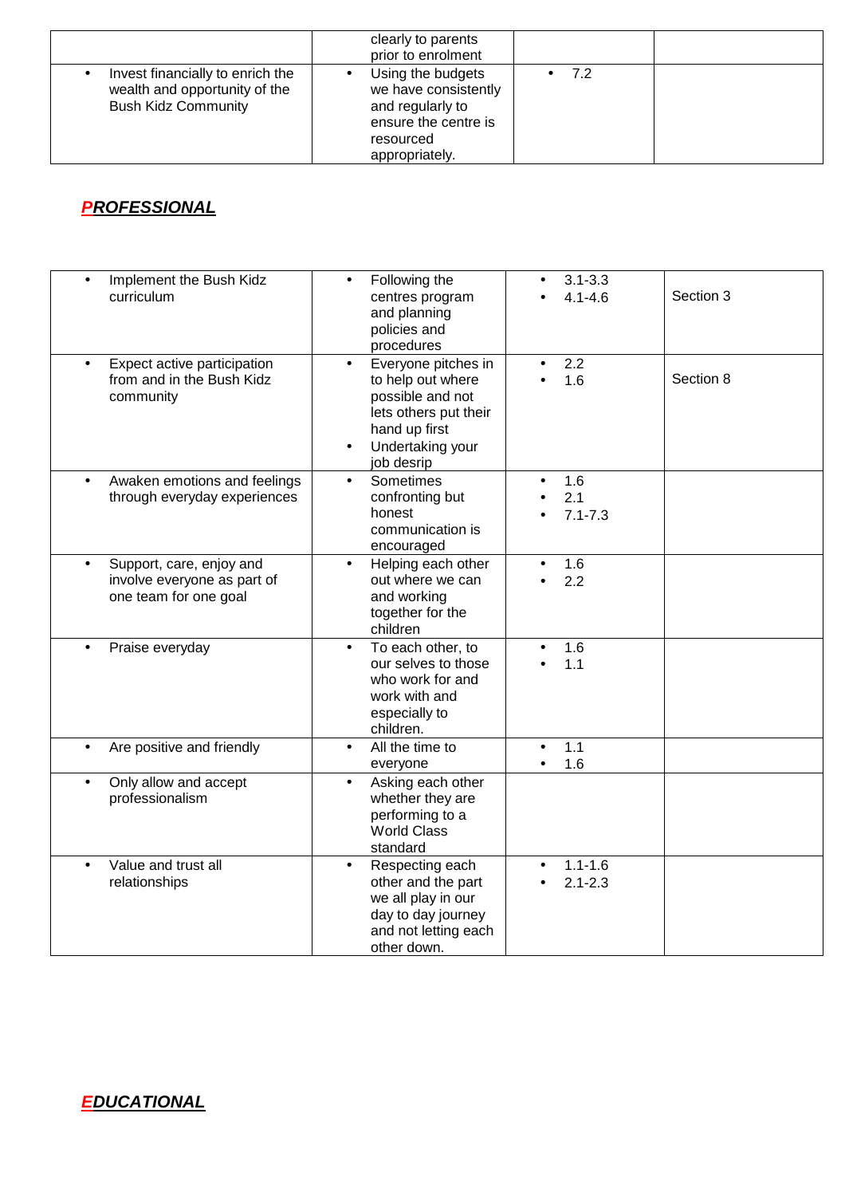| | | | |
|---|---|---|---|
| | clearly to parents prior to enrolment | | |
| • Invest financially to enrich the wealth and opportunity of the Bush Kidz Community | • Using the budgets we have consistently and regularly to ensure the centre is resourced appropriately. | • 7.2 | |

## ***PROFESSIONAL***

| | | | |
|---|---|---|---|
| • Implement the Bush Kidz curriculum | • Following the centres program and planning policies and procedures | • 3.1-3.3<br>• 4.1-4.6 | Section 3 |
| • Expect active participation from and in the Bush Kidz community | • Everyone pitches in to help out where possible and not lets others put their hand up first<br>• Undertaking your job desrip | • 2.2<br>• 1.6 | Section 8 |
| • Awaken emotions and feelings through everyday experiences | • Sometimes confronting but honest communication is encouraged | • 1.6<br>• 2.1<br>• 7.1-7.3 | |
| • Support, care, enjoy and involve everyone as part of one team for one goal | • Helping each other out where we can and working together for the children | • 1.6<br>• 2.2 | |
| • Praise everyday | • To each other, to our selves to those who work for and work with and especially to children. | • 1.6<br>• 1.1 | |
| • Are positive and friendly | • All the time to everyone | • 1.1<br>• 1.6 | |
| • Only allow and accept professionalism | • Asking each other whether they are performing to a World Class standard | | |
| • Value and trust all relationships | • Respecting each other and the part we all play in our day to day journey and not letting each other down. | • 1.1-1.6<br>• 2.1-2.3 | |

## ***EDUCATIONAL***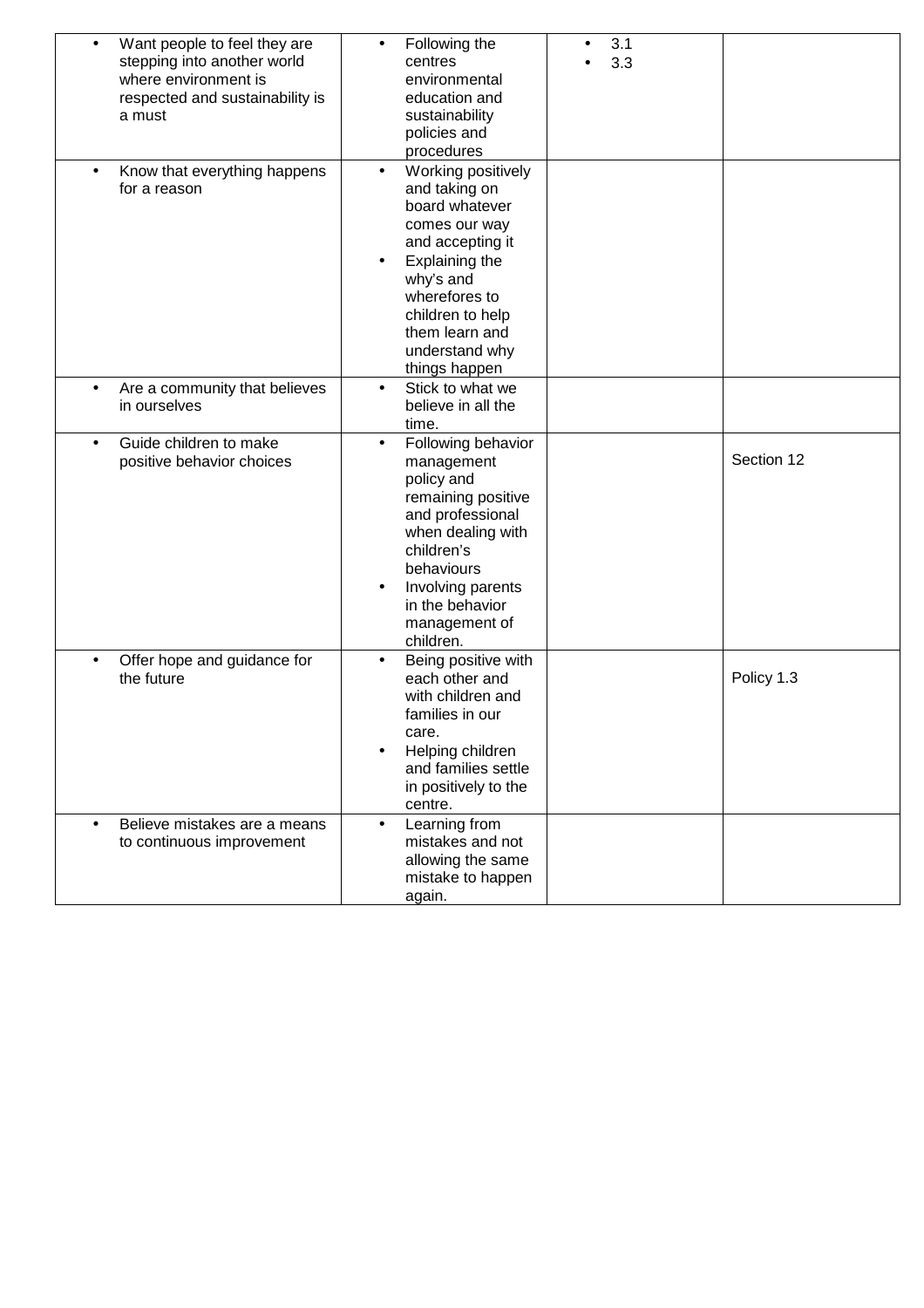| | | | |
|---|---|---|---|
| • Want people to feel they are stepping into another world where environment is respected and sustainability is a must | • Following the centres environmental education and sustainability policies and procedures | • 3.1<br>• 3.3 | |
| • Know that everything happens for a reason | • Working positively and taking on board whatever comes our way and accepting it<br>• Explaining the why's and wherefores to children to help them learn and understand why things happen | | |
| • Are a community that believes in ourselves | • Stick to what we believe in all the time. | | |
| • Guide children to make positive behavior choices | • Following behavior management policy and remaining positive and professional when dealing with children's behaviours<br>• Involving parents in the behavior management of children. | | Section 12 |
| • Offer hope and guidance for the future | • Being positive with each other and with children and families in our care.<br>• Helping children and families settle in positively to the centre. | | Policy 1.3 |
| • Believe mistakes are a means to continuous improvement | • Learning from mistakes and not allowing the same mistake to happen again. | | |